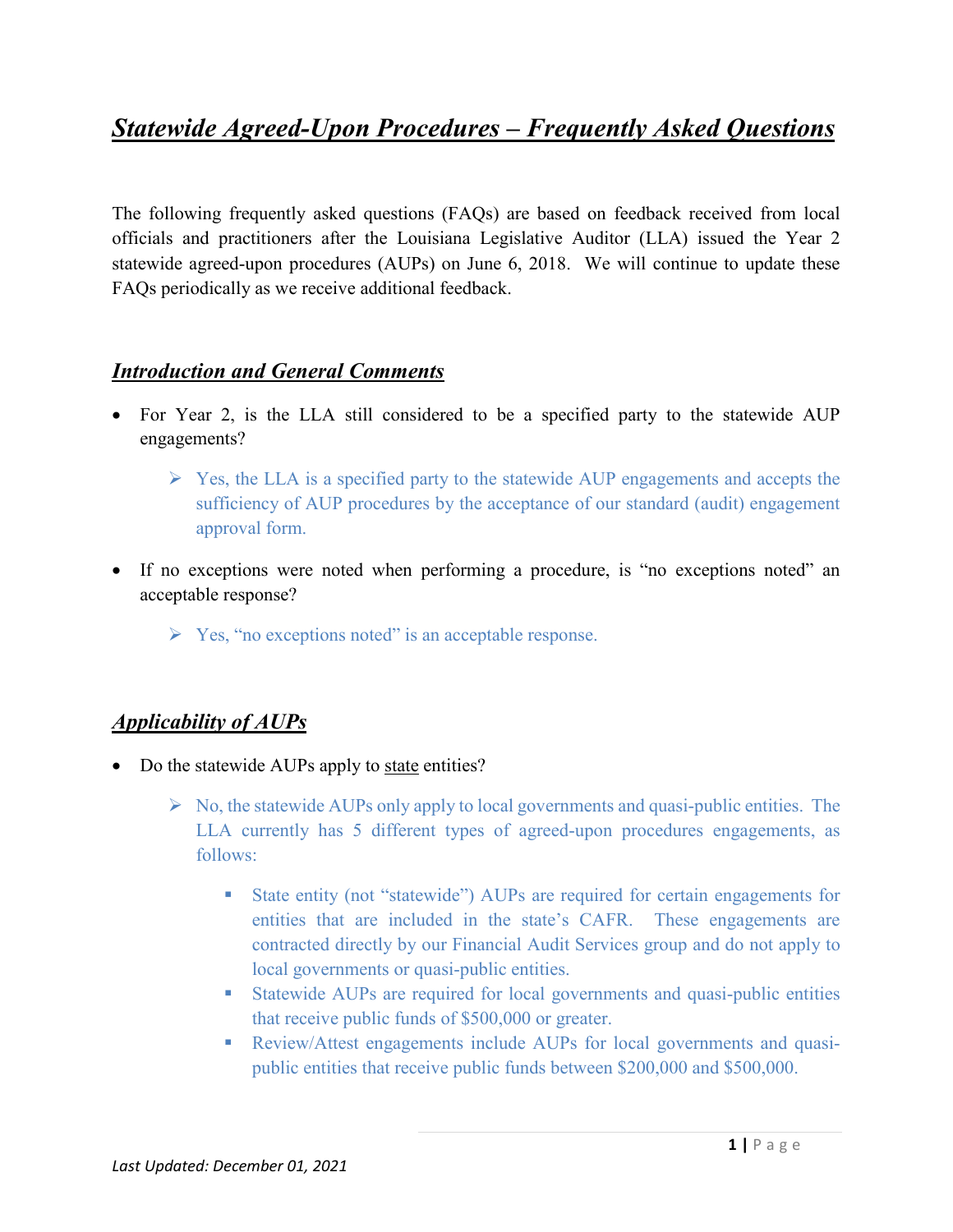# ***Statewide Agreed-Upon Procedures – Frequently Asked Questions***

The following frequently asked questions (FAQs) are based on feedback received from local officials and practitioners after the Louisiana Legislative Auditor (LLA) issued the Year 2 statewide agreed-upon procedures (AUPs) on June 6, 2018. We will continue to update these FAQs periodically as we receive additional feedback.

## ***Introduction and General Comments***

- For Year 2, is the LLA still considered to be a specified party to the statewide AUP engagements?
  - Yes, the LLA is a specified party to the statewide AUP engagements and accepts the sufficiency of AUP procedures by the acceptance of our standard (audit) engagement approval form.
- If no exceptions were noted when performing a procedure, is "no exceptions noted" an acceptable response?
  - Yes, "no exceptions noted" is an acceptable response.

## ***Applicability of AUPs***

- Do the statewide AUPs apply to state entities?
  - No, the statewide AUPs only apply to local governments and quasi-public entities. The LLA currently has 5 different types of agreed-upon procedures engagements, as follows:
    - State entity (not "statewide") AUPs are required for certain engagements for entities that are included in the state's CAFR. These engagements are contracted directly by our Financial Audit Services group and do not apply to local governments or quasi-public entities.
    - Statewide AUPs are required for local governments and quasi-public entities that receive public funds of $500,000 or greater.
    - Review/Attest engagements include AUPs for local governments and quasi-public entities that receive public funds between $200,000 and $500,000.

*Last Updated: December 01, 2021*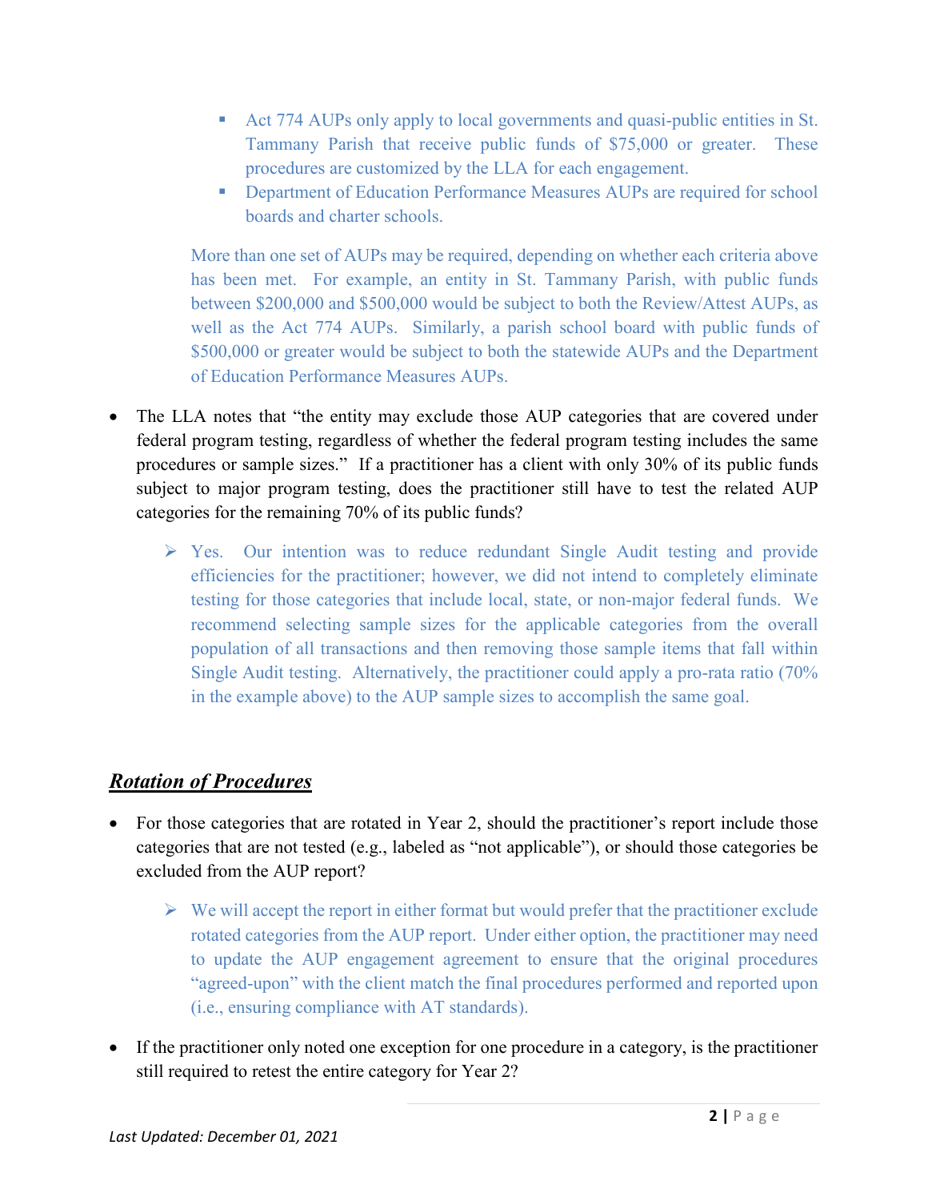- Act 774 AUPs only apply to local governments and quasi-public entities in St. Tammany Parish that receive public funds of $75,000 or greater. These procedures are customized by the LLA for each engagement.
  - Department of Education Performance Measures AUPs are required for school boards and charter schools.

  More than one set of AUPs may be required, depending on whether each criteria above has been met. For example, an entity in St. Tammany Parish, with public funds between $200,000 and $500,000 would be subject to both the Review/Attest AUPs, as well as the Act 774 AUPs. Similarly, a parish school board with public funds of $500,000 or greater would be subject to both the statewide AUPs and the Department of Education Performance Measures AUPs.

- The LLA notes that "the entity may exclude those AUP categories that are covered under federal program testing, regardless of whether the federal program testing includes the same procedures or sample sizes." If a practitioner has a client with only 30% of its public funds subject to major program testing, does the practitioner still have to test the related AUP categories for the remaining 70% of its public funds?
  - Yes. Our intention was to reduce redundant Single Audit testing and provide efficiencies for the practitioner; however, we did not intend to completely eliminate testing for those categories that include local, state, or non-major federal funds. We recommend selecting sample sizes for the applicable categories from the overall population of all transactions and then removing those sample items that fall within Single Audit testing. Alternatively, the practitioner could apply a pro-rata ratio (70% in the example above) to the AUP sample sizes to accomplish the same goal.

## ***Rotation of Procedures***

- For those categories that are rotated in Year 2, should the practitioner's report include those categories that are not tested (e.g., labeled as "not applicable"), or should those categories be excluded from the AUP report?
  - We will accept the report in either format but would prefer that the practitioner exclude rotated categories from the AUP report. Under either option, the practitioner may need to update the AUP engagement agreement to ensure that the original procedures "agreed-upon" with the client match the final procedures performed and reported upon (i.e., ensuring compliance with AT standards).
- If the practitioner only noted one exception for one procedure in a category, is the practitioner still required to retest the entire category for Year 2?

*Last Updated: December 01, 2021*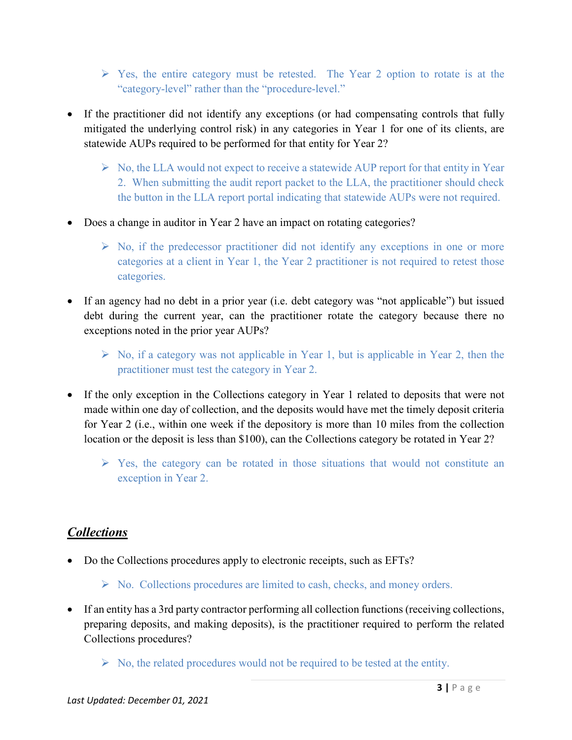- Yes, the entire category must be retested. The Year 2 option to rotate is at the "category-level" rather than the "procedure-level."

- If the practitioner did not identify any exceptions (or had compensating controls that fully mitigated the underlying control risk) in any categories in Year 1 for one of its clients, are statewide AUPs required to be performed for that entity for Year 2?
  - No, the LLA would not expect to receive a statewide AUP report for that entity in Year 2. When submitting the audit report packet to the LLA, the practitioner should check the button in the LLA report portal indicating that statewide AUPs were not required.

- Does a change in auditor in Year 2 have an impact on rotating categories?
  - No, if the predecessor practitioner did not identify any exceptions in one or more categories at a client in Year 1, the Year 2 practitioner is not required to retest those categories.

- If an agency had no debt in a prior year (i.e. debt category was "not applicable") but issued debt during the current year, can the practitioner rotate the category because there no exceptions noted in the prior year AUPs?
  - No, if a category was not applicable in Year 1, but is applicable in Year 2, then the practitioner must test the category in Year 2.

- If the only exception in the Collections category in Year 1 related to deposits that were not made within one day of collection, and the deposits would have met the timely deposit criteria for Year 2 (i.e., within one week if the depository is more than 10 miles from the collection location or the deposit is less than $100), can the Collections category be rotated in Year 2?
  - Yes, the category can be rotated in those situations that would not constitute an exception in Year 2.

## ***Collections***

- Do the Collections procedures apply to electronic receipts, such as EFTs?
  - No. Collections procedures are limited to cash, checks, and money orders.

- If an entity has a 3rd party contractor performing all collection functions (receiving collections, preparing deposits, and making deposits), is the practitioner required to perform the related Collections procedures?
  - No, the related procedures would not be required to be tested at the entity.

*Last Updated: December 01, 2021*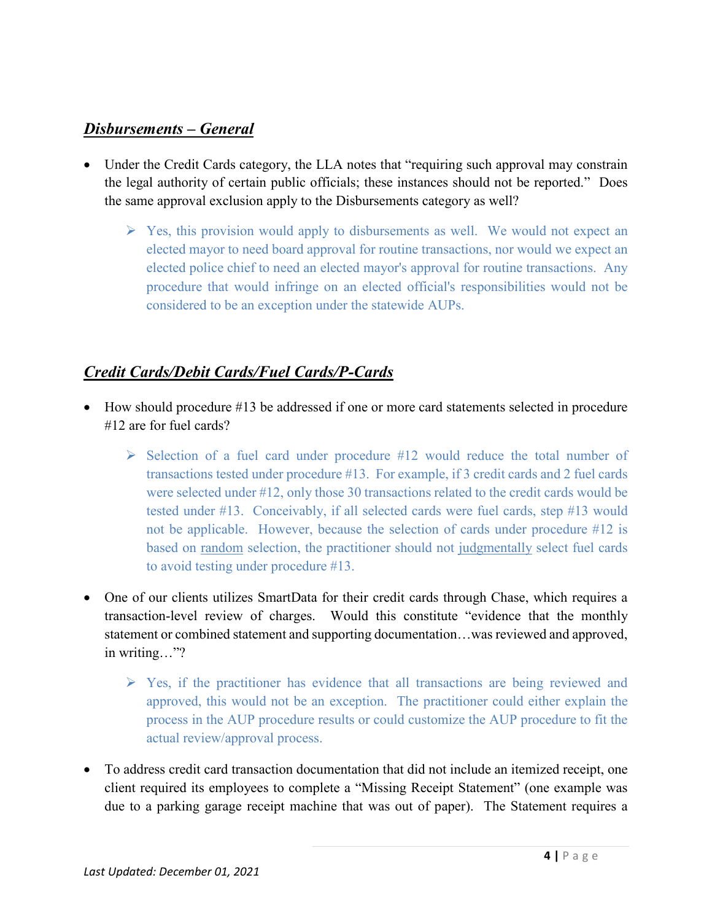## ***Disbursements – General***

- Under the Credit Cards category, the LLA notes that "requiring such approval may constrain the legal authority of certain public officials; these instances should not be reported." Does the same approval exclusion apply to the Disbursements category as well?

  - Yes, this provision would apply to disbursements as well. We would not expect an elected mayor to need board approval for routine transactions, nor would we expect an elected police chief to need an elected mayor's approval for routine transactions. Any procedure that would infringe on an elected official's responsibilities would not be considered to be an exception under the statewide AUPs.

## ***Credit Cards/Debit Cards/Fuel Cards/P-Cards***

- How should procedure #13 be addressed if one or more card statements selected in procedure #12 are for fuel cards?

  - Selection of a fuel card under procedure #12 would reduce the total number of transactions tested under procedure #13. For example, if 3 credit cards and 2 fuel cards were selected under #12, only those 30 transactions related to the credit cards would be tested under #13. Conceivably, if all selected cards were fuel cards, step #13 would not be applicable. However, because the selection of cards under procedure #12 is based on <u>random</u> selection, the practitioner should not <u>judgmentally</u> select fuel cards to avoid testing under procedure #13.

- One of our clients utilizes SmartData for their credit cards through Chase, which requires a transaction-level review of charges. Would this constitute "evidence that the monthly statement or combined statement and supporting documentation…was reviewed and approved, in writing…"?

  - Yes, if the practitioner has evidence that all transactions are being reviewed and approved, this would not be an exception. The practitioner could either explain the process in the AUP procedure results or could customize the AUP procedure to fit the actual review/approval process.

- To address credit card transaction documentation that did not include an itemized receipt, one client required its employees to complete a "Missing Receipt Statement" (one example was due to a parking garage receipt machine that was out of paper). The Statement requires a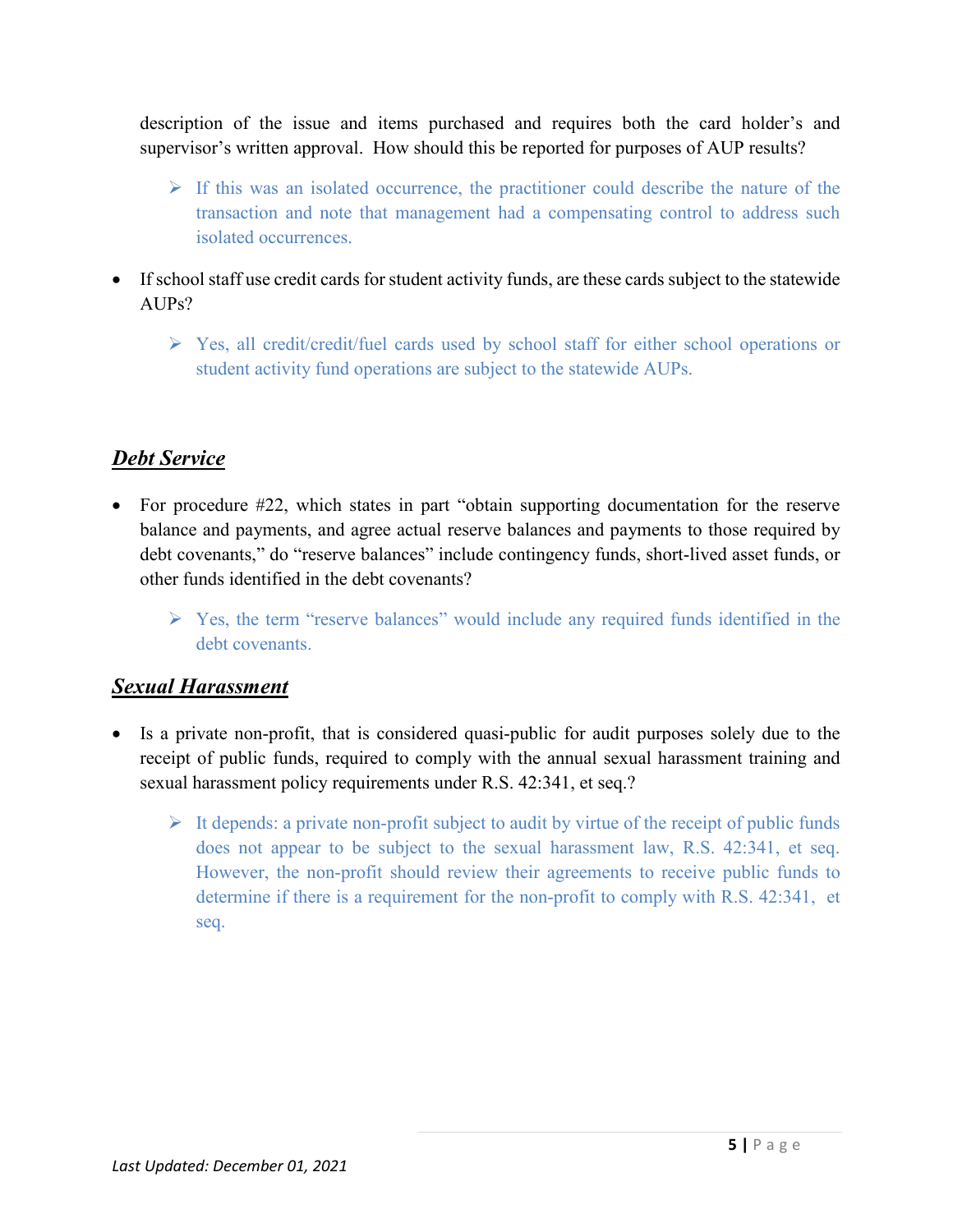description of the issue and items purchased and requires both the card holder's and supervisor's written approval. How should this be reported for purposes of AUP results?

> - If this was an isolated occurrence, the practitioner could describe the nature of the transaction and note that management had a compensating control to address such isolated occurrences.

- If school staff use credit cards for student activity funds, are these cards subject to the statewide AUPs?

> - Yes, all credit/credit/fuel cards used by school staff for either school operations or student activity fund operations are subject to the statewide AUPs.

## ***Debt Service***

- For procedure #22, which states in part "obtain supporting documentation for the reserve balance and payments, and agree actual reserve balances and payments to those required by debt covenants," do "reserve balances" include contingency funds, short-lived asset funds, or other funds identified in the debt covenants?

> - Yes, the term "reserve balances" would include any required funds identified in the debt covenants.

## ***Sexual Harassment***

- Is a private non-profit, that is considered quasi-public for audit purposes solely due to the receipt of public funds, required to comply with the annual sexual harassment training and sexual harassment policy requirements under R.S. 42:341, et seq.?

> - It depends: a private non-profit subject to audit by virtue of the receipt of public funds does not appear to be subject to the sexual harassment law, R.S. 42:341, et seq. However, the non-profit should review their agreements to receive public funds to determine if there is a requirement for the non-profit to comply with R.S. 42:341, et seq.

*Last Updated: December 01, 2021*